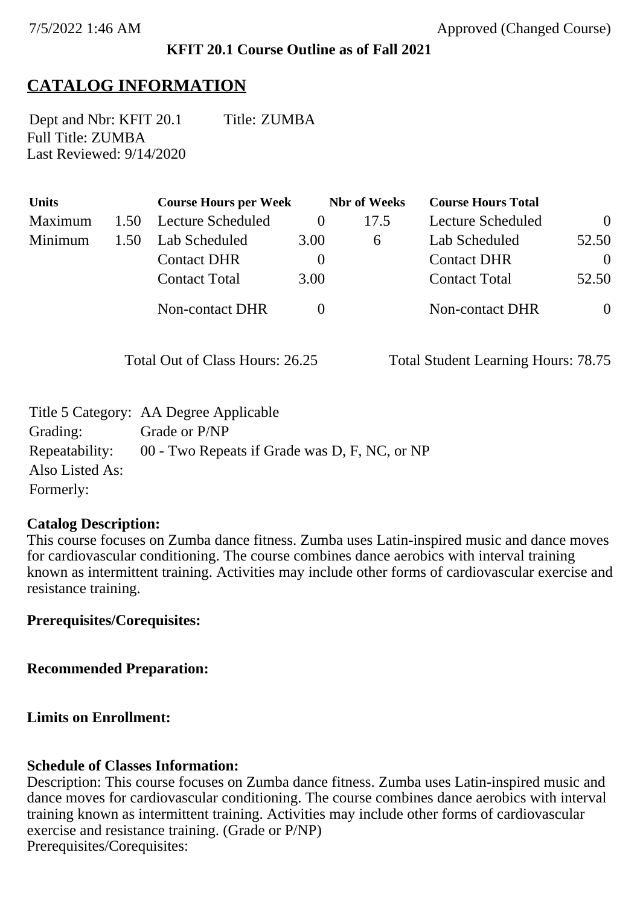7/5/2022 1:46 AM Approved (Changed Course)

**KFIT 20.1 Course Outline as of Fall 2021**

# CATALOG INFORMATION

Dept and Nbr: KFIT 20.1 Title: ZUMBA
Full Title: ZUMBA
Last Reviewed: 9/14/2020

| Units | | Course Hours per Week | | Nbr of Weeks | Course Hours Total | |
|---|---|---|---|---|---|---|
| Maximum | 1.50 | Lecture Scheduled | 0 | 17.5 | Lecture Scheduled | 0 |
| Minimum | 1.50 | Lab Scheduled | 3.00 | 6 | Lab Scheduled | 52.50 |
| | | Contact DHR | 0 | | Contact DHR | 0 |
| | | Contact Total | 3.00 | | Contact Total | 52.50 |
| | | Non-contact DHR | 0 | | Non-contact DHR | 0 |

Total Out of Class Hours: 26.25 Total Student Learning Hours: 78.75

Title 5 Category: AA Degree Applicable
Grading: Grade or P/NP
Repeatability: 00 - Two Repeats if Grade was D, F, NC, or NP
Also Listed As:
Formerly:

**Catalog Description:**
This course focuses on Zumba dance fitness. Zumba uses Latin-inspired music and dance moves for cardiovascular conditioning. The course combines dance aerobics with interval training known as intermittent training. Activities may include other forms of cardiovascular exercise and resistance training.

**Prerequisites/Corequisites:**

**Recommended Preparation:**

**Limits on Enrollment:**

**Schedule of Classes Information:**
Description: This course focuses on Zumba dance fitness. Zumba uses Latin-inspired music and dance moves for cardiovascular conditioning. The course combines dance aerobics with interval training known as intermittent training. Activities may include other forms of cardiovascular exercise and resistance training. (Grade or P/NP)
Prerequisites/Corequisites: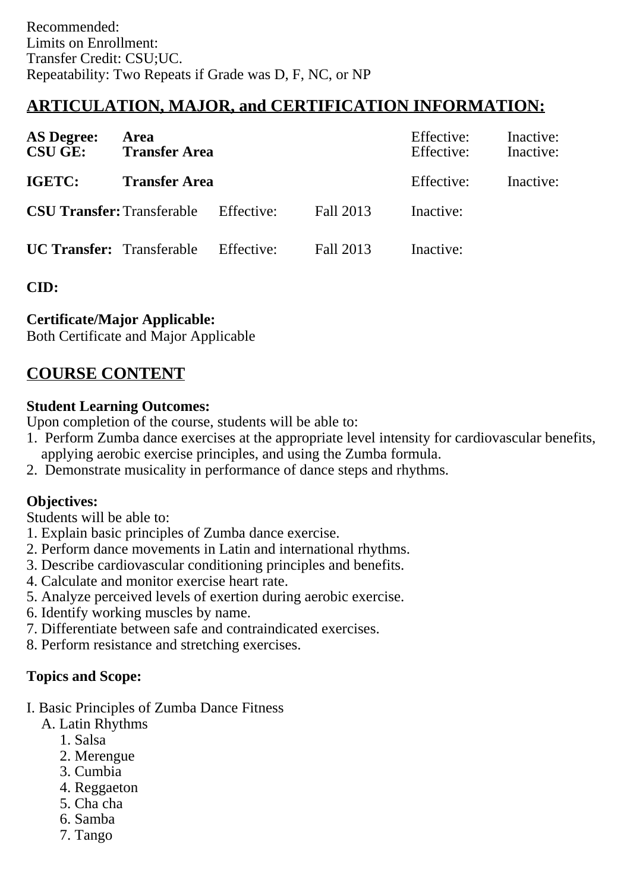Recommended:
Limits on Enrollment:
Transfer Credit: CSU;UC.
Repeatability: Two Repeats if Grade was D, F, NC, or NP

## ARTICULATION, MAJOR, and CERTIFICATION INFORMATION:

| | | | | | |
|---|---|---|---|---|---|
| **AS Degree:** | **Area** | | | Effective: | Inactive: |
| **CSU GE:** | **Transfer Area** | | | Effective: | Inactive: |
| **IGETC:** | **Transfer Area** | | | Effective: | Inactive: |
| **CSU Transfer:** | Transferable | Effective: | Fall 2013 | Inactive: | |
| **UC Transfer:** | Transferable | Effective: | Fall 2013 | Inactive: | |

**CID:**

**Certificate/Major Applicable:**
Both Certificate and Major Applicable

## COURSE CONTENT

**Student Learning Outcomes:**
Upon completion of the course, students will be able to:
1. Perform Zumba dance exercises at the appropriate level intensity for cardiovascular benefits, applying aerobic exercise principles, and using the Zumba formula.
2. Demonstrate musicality in performance of dance steps and rhythms.

**Objectives:**
Students will be able to:
1. Explain basic principles of Zumba dance exercise.
2. Perform dance movements in Latin and international rhythms.
3. Describe cardiovascular conditioning principles and benefits.
4. Calculate and monitor exercise heart rate.
5. Analyze perceived levels of exertion during aerobic exercise.
6. Identify working muscles by name.
7. Differentiate between safe and contraindicated exercises.
8. Perform resistance and stretching exercises.

**Topics and Scope:**

I. Basic Principles of Zumba Dance Fitness
  A. Latin Rhythms
    1. Salsa
    2. Merengue
    3. Cumbia
    4. Reggaeton
    5. Cha cha
    6. Samba
    7. Tango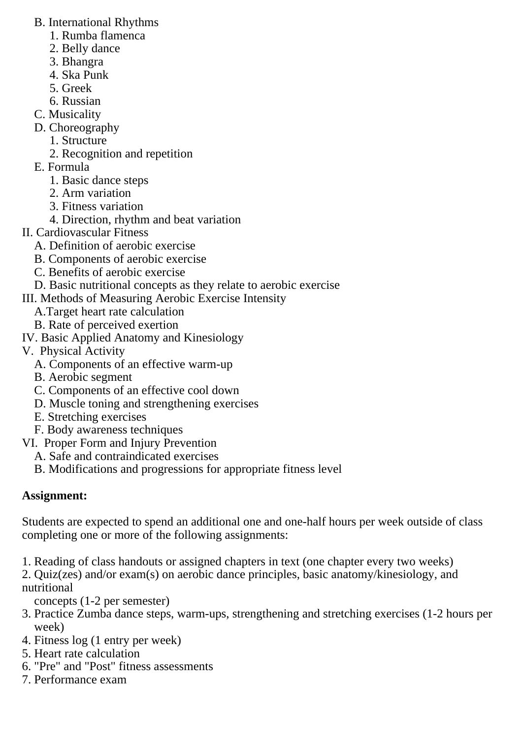B. International Rhythms
    1. Rumba flamenca
    2. Belly dance
    3. Bhangra
    4. Ska Punk
    5. Greek
    6. Russian
C. Musicality
D. Choreography
    1. Structure
    2. Recognition and repetition
E. Formula
    1. Basic dance steps
    2. Arm variation
    3. Fitness variation
    4. Direction, rhythm and beat variation

II. Cardiovascular Fitness
    A. Definition of aerobic exercise
    B. Components of aerobic exercise
    C. Benefits of aerobic exercise
    D. Basic nutritional concepts as they relate to aerobic exercise

III. Methods of Measuring Aerobic Exercise Intensity
    A.Target heart rate calculation
    B. Rate of perceived exertion

IV. Basic Applied Anatomy and Kinesiology

V. Physical Activity
    A. Components of an effective warm-up
    B. Aerobic segment
    C. Components of an effective cool down
    D. Muscle toning and strengthening exercises
    E. Stretching exercises
    F. Body awareness techniques

VI. Proper Form and Injury Prevention
    A. Safe and contraindicated exercises
    B. Modifications and progressions for appropriate fitness level

**Assignment:**

Students are expected to spend an additional one and one-half hours per week outside of class completing one or more of the following assignments:

1. Reading of class handouts or assigned chapters in text (one chapter every two weeks)
2. Quiz(zes) and/or exam(s) on aerobic dance principles, basic anatomy/kinesiology, and nutritional concepts (1-2 per semester)
3. Practice Zumba dance steps, warm-ups, strengthening and stretching exercises (1-2 hours per week)
4. Fitness log (1 entry per week)
5. Heart rate calculation
6. "Pre" and "Post" fitness assessments
7. Performance exam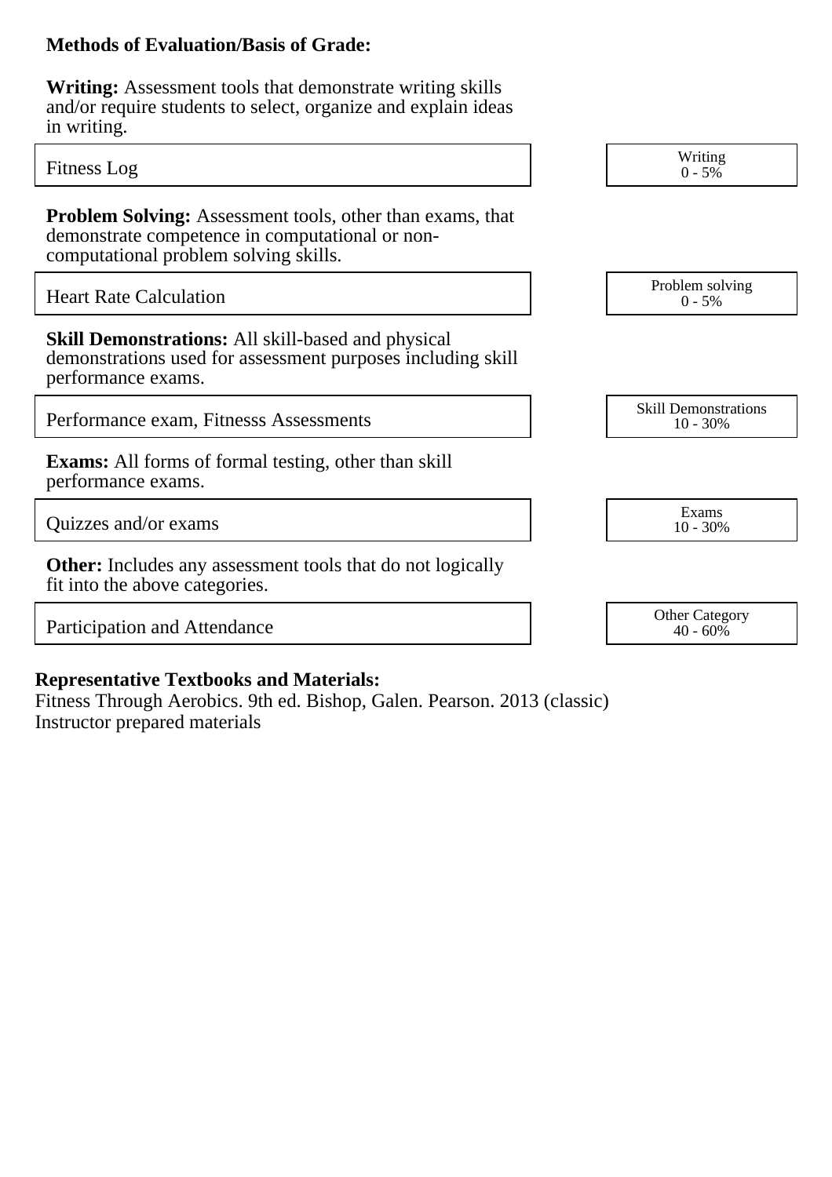**Methods of Evaluation/Basis of Grade:**

**Writing:** Assessment tools that demonstrate writing skills and/or require students to select, organize and explain ideas in writing.

| | |
|---|---|
| Fitness Log | Writing<br>0 - 5% |

**Problem Solving:** Assessment tools, other than exams, that demonstrate competence in computational or non-computational problem solving skills.

| | |
|---|---|
| Heart Rate Calculation | Problem solving<br>0 - 5% |

**Skill Demonstrations:** All skill-based and physical demonstrations used for assessment purposes including skill performance exams.

| | |
|---|---|
| Performance exam, Fitnesss Assessments | Skill Demonstrations<br>10 - 30% |

**Exams:** All forms of formal testing, other than skill performance exams.

| | |
|---|---|
| Quizzes and/or exams | Exams<br>10 - 30% |

**Other:** Includes any assessment tools that do not logically fit into the above categories.

| | |
|---|---|
| Participation and Attendance | Other Category<br>40 - 60% |

**Representative Textbooks and Materials:**

Fitness Through Aerobics. 9th ed. Bishop, Galen. Pearson. 2013 (classic)
Instructor prepared materials